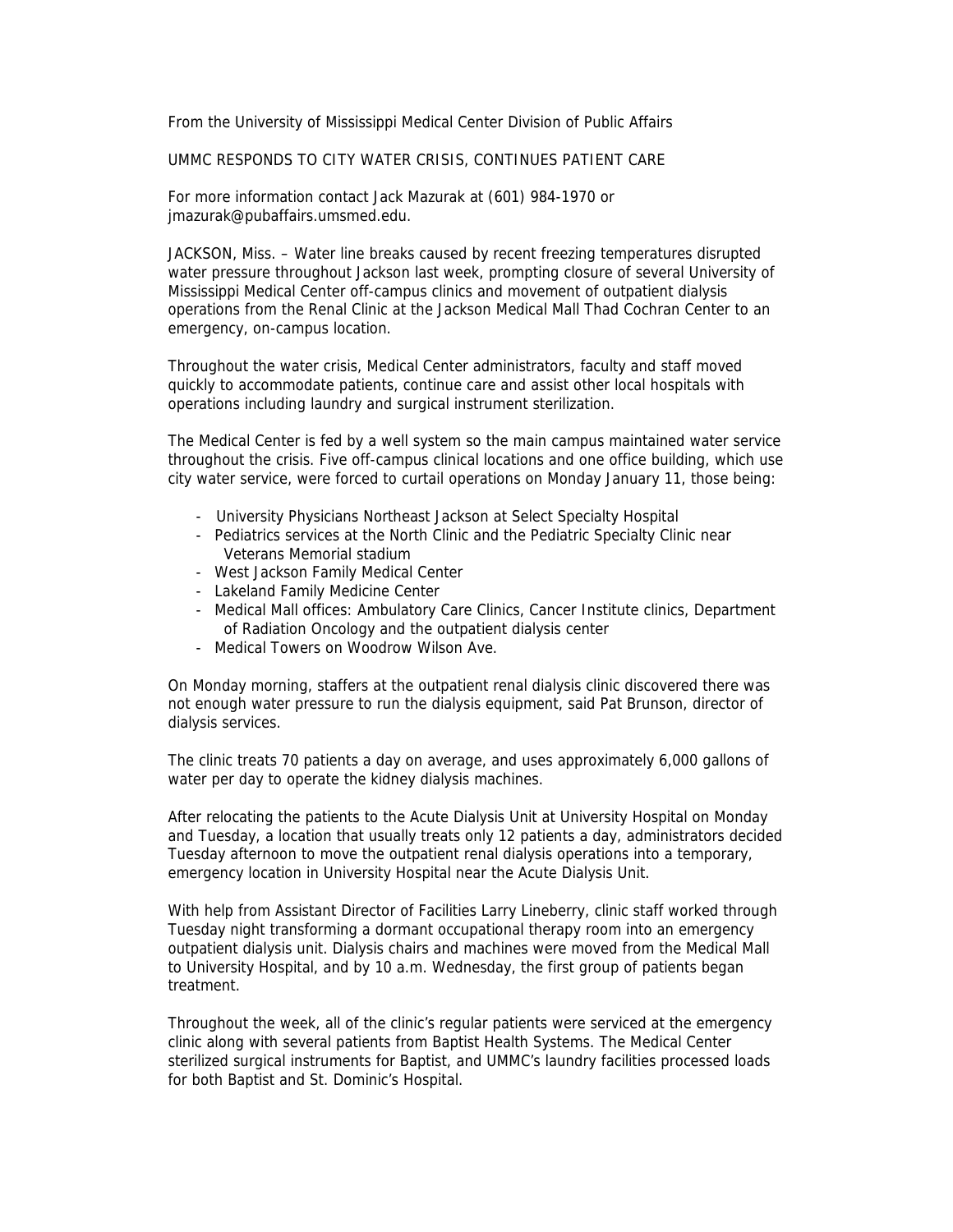From the University of Mississippi Medical Center Division of Public Affairs

# UMMC RESPONDS TO CITY WATER CRISIS, CONTINUES PATIENT CARE

For more information contact Jack Mazurak at (601) 984-1970 or jmazurak@pubaffairs.umsmed.edu.

JACKSON, Miss. – Water line breaks caused by recent freezing temperatures disrupted water pressure throughout Jackson last week, prompting closure of several University of Mississippi Medical Center off-campus clinics and movement of outpatient dialysis operations from the Renal Clinic at the Jackson Medical Mall Thad Cochran Center to an emergency, on-campus location.

Throughout the water crisis, Medical Center administrators, faculty and staff moved quickly to accommodate patients, continue care and assist other local hospitals with operations including laundry and surgical instrument sterilization.

The Medical Center is fed by a well system so the main campus maintained water service throughout the crisis. Five off-campus clinical locations and one office building, which use city water service, were forced to curtail operations on Monday January 11, those being:

- University Physicians Northeast Jackson at Select Specialty Hospital
- Pediatrics services at the North Clinic and the Pediatric Specialty Clinic near Veterans Memorial stadium
- West Jackson Family Medical Center
- Lakeland Family Medicine Center
- Medical Mall offices: Ambulatory Care Clinics, Cancer Institute clinics, Department of Radiation Oncology and the outpatient dialysis center
- Medical Towers on Woodrow Wilson Ave.

On Monday morning, staffers at the outpatient renal dialysis clinic discovered there was not enough water pressure to run the dialysis equipment, said Pat Brunson, director of dialysis services.

The clinic treats 70 patients a day on average, and uses approximately 6,000 gallons of water per day to operate the kidney dialysis machines.

After relocating the patients to the Acute Dialysis Unit at University Hospital on Monday and Tuesday, a location that usually treats only 12 patients a day, administrators decided Tuesday afternoon to move the outpatient renal dialysis operations into a temporary, emergency location in University Hospital near the Acute Dialysis Unit.

With help from Assistant Director of Facilities Larry Lineberry, clinic staff worked through Tuesday night transforming a dormant occupational therapy room into an emergency outpatient dialysis unit. Dialysis chairs and machines were moved from the Medical Mall to University Hospital, and by 10 a.m. Wednesday, the first group of patients began treatment.

Throughout the week, all of the clinic's regular patients were serviced at the emergency clinic along with several patients from Baptist Health Systems. The Medical Center sterilized surgical instruments for Baptist, and UMMC's laundry facilities processed loads for both Baptist and St. Dominic's Hospital.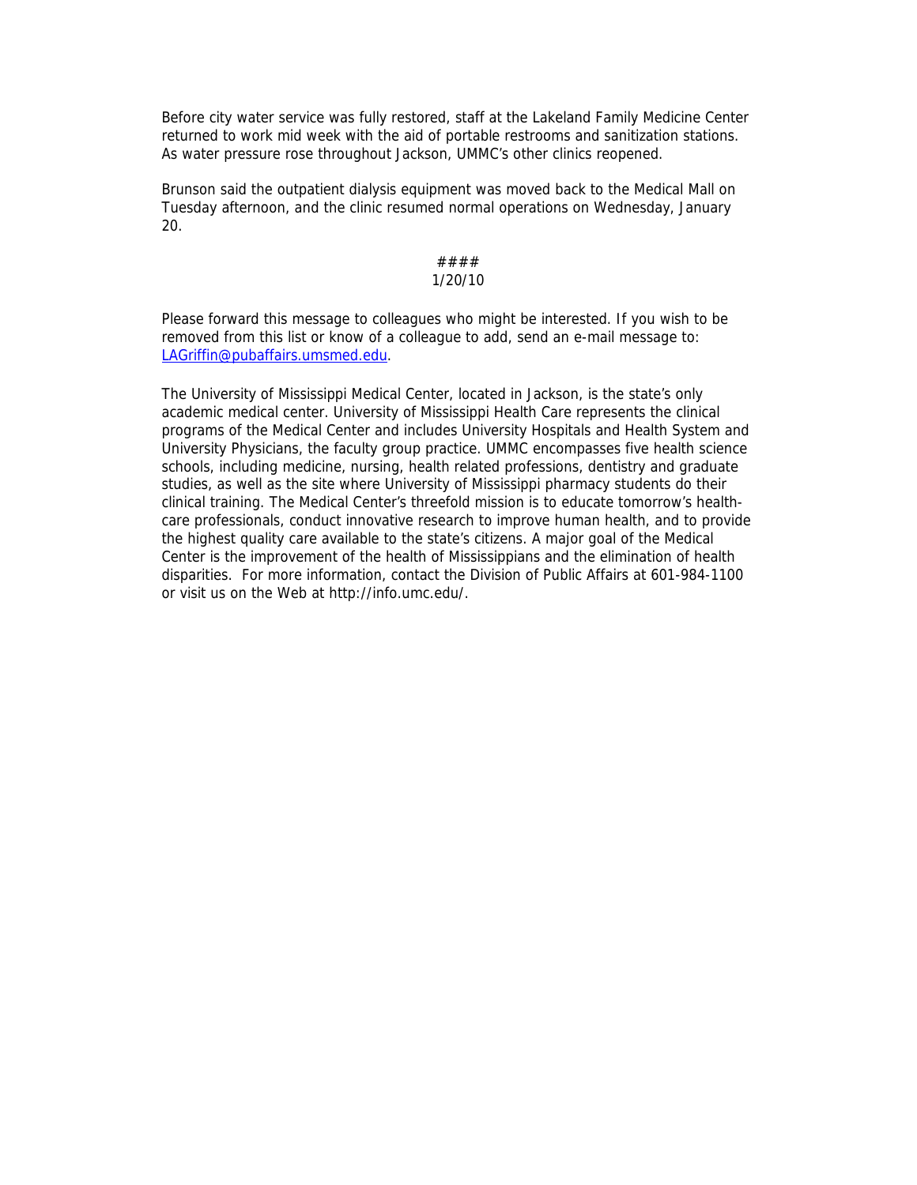Before city water service was fully restored, staff at the Lakeland Family Medicine Center returned to work mid week with the aid of portable restrooms and sanitization stations. As water pressure rose throughout Jackson, UMMC's other clinics reopened.

Brunson said the outpatient dialysis equipment was moved back to the Medical Mall on Tuesday afternoon, and the clinic resumed normal operations on Wednesday, January 20.

####

1/20/10

Please forward this message to colleagues who might be interested. If you wish to be removed from this list or know of a colleague to add, send an e-mail message to: LAGriffin@pubaffairs.umsmed.edu.

The University of Mississippi Medical Center, located in Jackson, is the state's only academic medical center. University of Mississippi Health Care represents the clinical programs of the Medical Center and includes University Hospitals and Health System and University Physicians, the faculty group practice. UMMC encompasses five health science schools, including medicine, nursing, health related professions, dentistry and graduate studies, as well as the site where University of Mississippi pharmacy students do their clinical training. The Medical Center's threefold mission is to educate tomorrow's health-care professionals, conduct innovative research to improve human health, and to provide the highest quality care available to the state's citizens. A major goal of the Medical Center is the improvement of the health of Mississippians and the elimination of health disparities. For more information, contact the Division of Public Affairs at 601-984-1100 or visit us on the Web at http://info.umc.edu/.